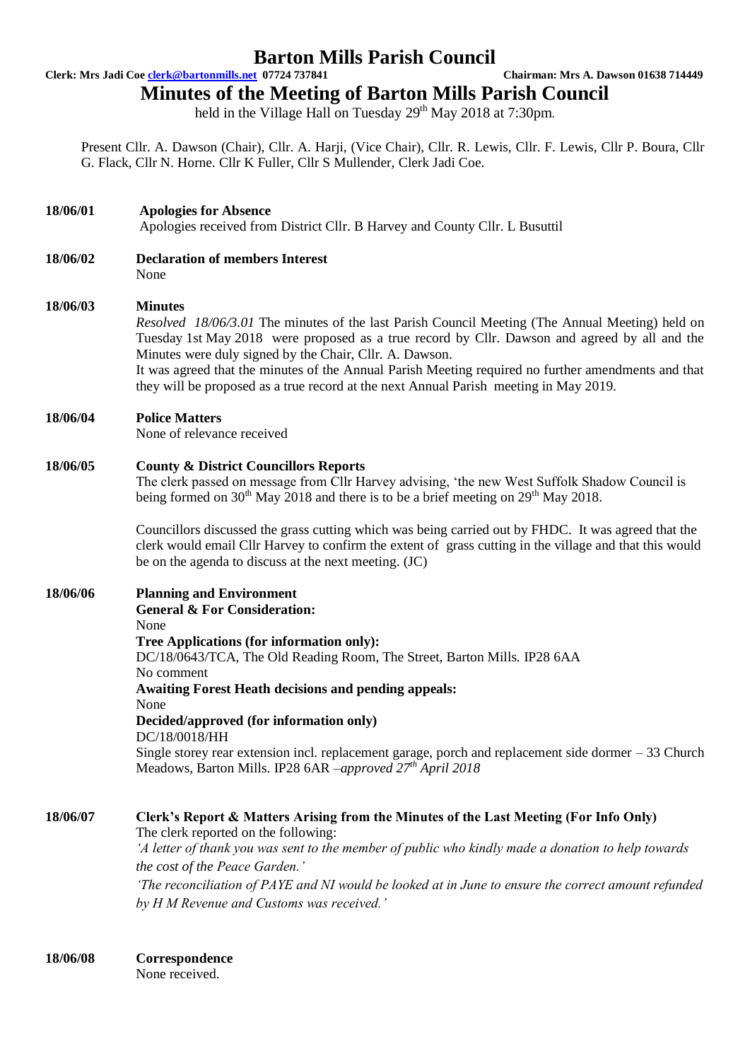# Barton Mills Parish Council

**Clerk: Mrs Jadi Coe clerk@bartonmills.net 07724 737841** **Chairman: Mrs A. Dawson 01638 714449**

## Minutes of the Meeting of Barton Mills Parish Council

held in the Village Hall on Tuesday 29th May 2018 at 7:30pm.

Present Cllr. A. Dawson (Chair), Cllr. A. Harji, (Vice Chair), Cllr. R. Lewis, Cllr. F. Lewis, Cllr P. Boura, Cllr G. Flack, Cllr N. Horne. Cllr K Fuller, Cllr S Mullender, Clerk Jadi Coe.

**18/06/01** **Apologies for Absence**

Apologies received from District Cllr. B Harvey and County Cllr. L Busuttil

**18/06/02** **Declaration of members Interest**

None

**18/06/03** **Minutes**

*Resolved 18/06/3.01* The minutes of the last Parish Council Meeting (The Annual Meeting) held on Tuesday 1st May 2018 were proposed as a true record by Cllr. Dawson and agreed by all and the Minutes were duly signed by the Chair, Cllr. A. Dawson.

It was agreed that the minutes of the Annual Parish Meeting required no further amendments and that they will be proposed as a true record at the next Annual Parish meeting in May 2019.

**18/06/04** **Police Matters**

None of relevance received

**18/06/05** **County & District Councillors Reports**

The clerk passed on message from Cllr Harvey advising, 'the new West Suffolk Shadow Council is being formed on 30th May 2018 and there is to be a brief meeting on 29th May 2018.

Councillors discussed the grass cutting which was being carried out by FHDC. It was agreed that the clerk would email Cllr Harvey to confirm the extent of grass cutting in the village and that this would be on the agenda to discuss at the next meeting. (JC)

**18/06/06** **Planning and Environment**

**General & For Consideration:**

None

**Tree Applications (for information only):**

DC/18/0643/TCA, The Old Reading Room, The Street, Barton Mills. IP28 6AA

No comment

**Awaiting Forest Heath decisions and pending appeals:**

None

**Decided/approved (for information only)**

DC/18/0018/HH

Single storey rear extension incl. replacement garage, porch and replacement side dormer – 33 Church Meadows, Barton Mills. IP28 6AR –*approved 27th April 2018*

**18/06/07** **Clerk's Report & Matters Arising from the Minutes of the Last Meeting (For Info Only)**

The clerk reported on the following:

*'A letter of thank you was sent to the member of public who kindly made a donation to help towards the cost of the Peace Garden.'*

*'The reconciliation of PAYE and NI would be looked at in June to ensure the correct amount refunded by H M Revenue and Customs was received.'*

**18/06/08** **Correspondence**

None received.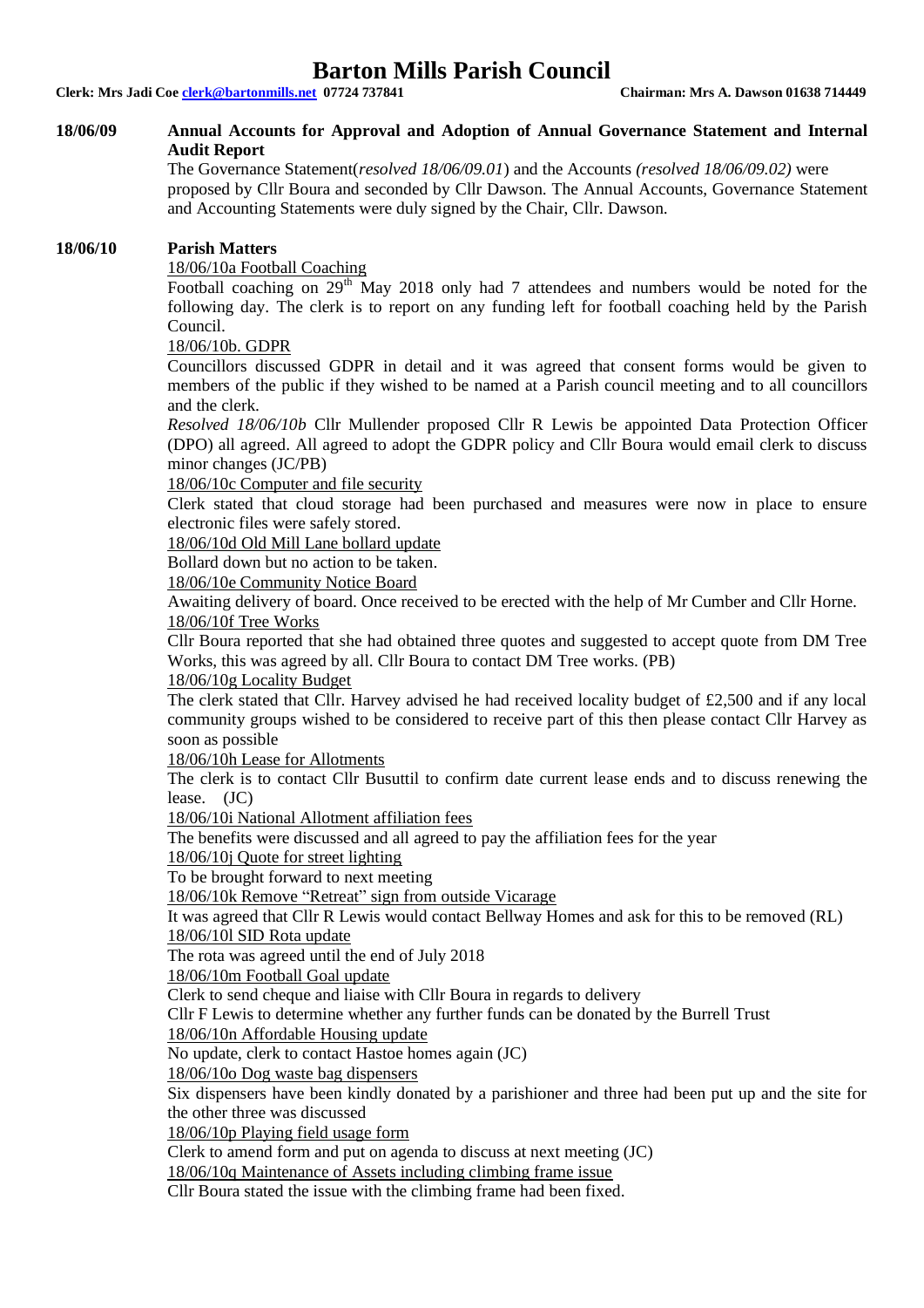# Barton Mills Parish Council

**Clerk: Mrs Jadi Coe [clerk@bartonmills.net](mailto:clerk@bartonmills.net) 07724 737841** **Chairman: Mrs A. Dawson 01638 714449**

**18/06/09 Annual Accounts for Approval and Adoption of Annual Governance Statement and Internal Audit Report**

The Governance Statement(*resolved 18/06/09.01*) and the Accounts *(resolved 18/06/09.02)* were proposed by Cllr Boura and seconded by Cllr Dawson. The Annual Accounts, Governance Statement and Accounting Statements were duly signed by the Chair, Cllr. Dawson.

**18/06/10 Parish Matters**

18/06/10a Football Coaching

Football coaching on 29th May 2018 only had 7 attendees and numbers would be noted for the following day. The clerk is to report on any funding left for football coaching held by the Parish Council.

18/06/10b. GDPR

Councillors discussed GDPR in detail and it was agreed that consent forms would be given to members of the public if they wished to be named at a Parish council meeting and to all councillors and the clerk.

*Resolved 18/06/10b* Cllr Mullender proposed Cllr R Lewis be appointed Data Protection Officer (DPO) all agreed. All agreed to adopt the GDPR policy and Cllr Boura would email clerk to discuss minor changes (JC/PB)

18/06/10c Computer and file security

Clerk stated that cloud storage had been purchased and measures were now in place to ensure electronic files were safely stored.

18/06/10d Old Mill Lane bollard update

Bollard down but no action to be taken.

18/06/10e Community Notice Board

Awaiting delivery of board. Once received to be erected with the help of Mr Cumber and Cllr Horne.

18/06/10f Tree Works

Cllr Boura reported that she had obtained three quotes and suggested to accept quote from DM Tree Works, this was agreed by all. Cllr Boura to contact DM Tree works. (PB)

18/06/10g Locality Budget

The clerk stated that Cllr. Harvey advised he had received locality budget of £2,500 and if any local community groups wished to be considered to receive part of this then please contact Cllr Harvey as soon as possible

18/06/10h Lease for Allotments

The clerk is to contact Cllr Busuttil to confirm date current lease ends and to discuss renewing the lease. (JC)

18/06/10i National Allotment affiliation fees

The benefits were discussed and all agreed to pay the affiliation fees for the year

18/06/10j Quote for street lighting

To be brought forward to next meeting

18/06/10k Remove "Retreat" sign from outside Vicarage

It was agreed that Cllr R Lewis would contact Bellway Homes and ask for this to be removed (RL)

18/06/10l SID Rota update

The rota was agreed until the end of July 2018

18/06/10m Football Goal update

Clerk to send cheque and liaise with Cllr Boura in regards to delivery

Cllr F Lewis to determine whether any further funds can be donated by the Burrell Trust

18/06/10n Affordable Housing update

No update, clerk to contact Hastoe homes again (JC)

18/06/10o Dog waste bag dispensers

Six dispensers have been kindly donated by a parishioner and three had been put up and the site for the other three was discussed

18/06/10p Playing field usage form

Clerk to amend form and put on agenda to discuss at next meeting (JC)

18/06/10q Maintenance of Assets including climbing frame issue

Cllr Boura stated the issue with the climbing frame had been fixed.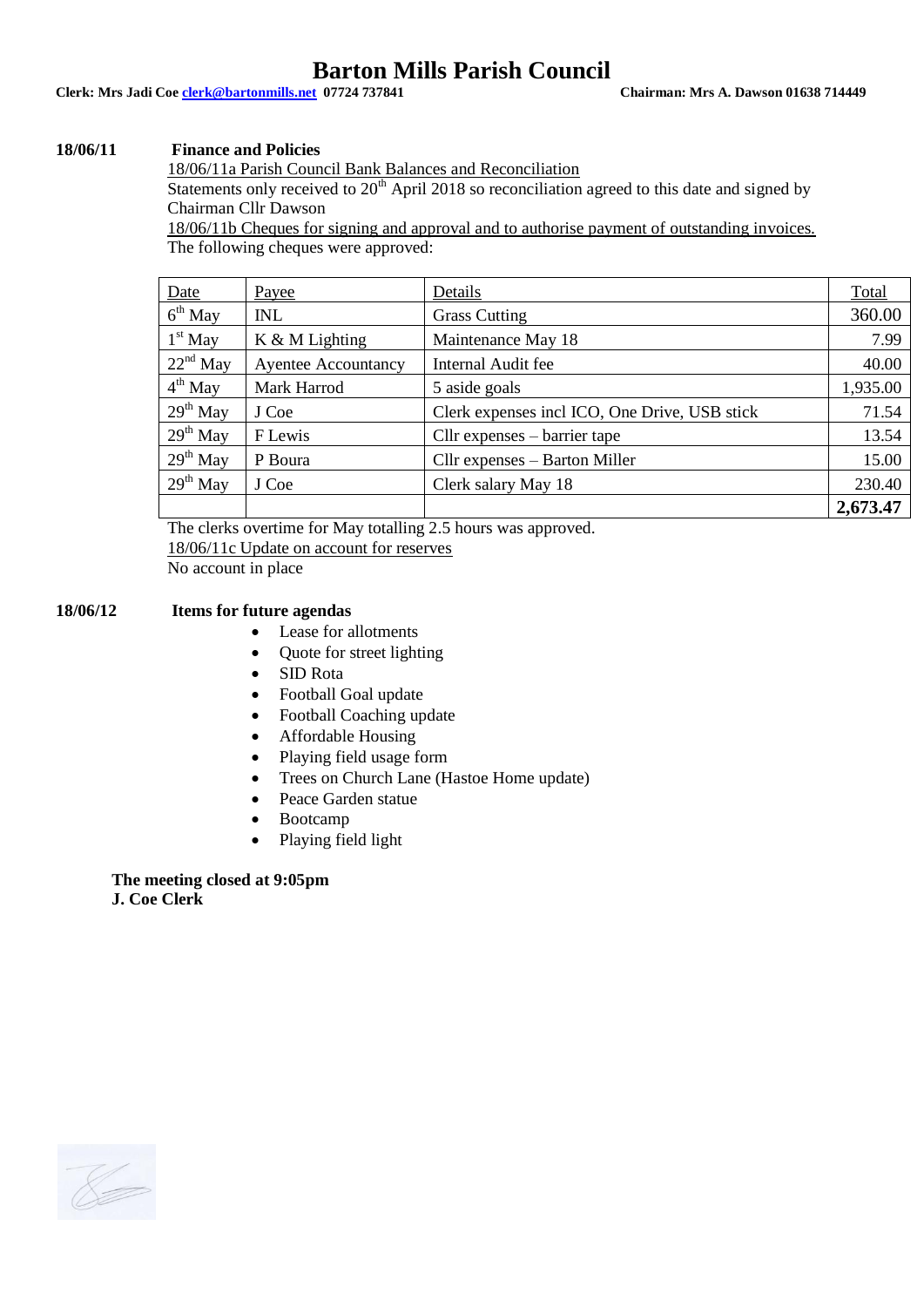# Barton Mills Parish Council

**Clerk: Mrs Jadi Coe clerk@bartonmills.net 07724 737841** **Chairman: Mrs A. Dawson 01638 714449**

**18/06/11 Finance and Policies**

18/06/11a Parish Council Bank Balances and Reconciliation

Statements only received to 20th April 2018 so reconciliation agreed to this date and signed by Chairman Cllr Dawson

18/06/11b Cheques for signing and approval and to authorise payment of outstanding invoices.

The following cheques were approved:

| Date | Payee | Details | Total |
|---|---|---|---|
| 6th May | INL | Grass Cutting | 360.00 |
| 1st May | K & M Lighting | Maintenance May 18 | 7.99 |
| 22nd May | Ayentee Accountancy | Internal Audit fee | 40.00 |
| 4th May | Mark Harrod | 5 aside goals | 1,935.00 |
| 29th May | J Coe | Clerk expenses incl ICO, One Drive, USB stick | 71.54 |
| 29th May | F Lewis | Cllr expenses – barrier tape | 13.54 |
| 29th May | P Boura | Cllr expenses – Barton Miller | 15.00 |
| 29th May | J Coe | Clerk salary May 18 | 230.40 |
| | | | **2,673.47** |

The clerks overtime for May totalling 2.5 hours was approved.

18/06/11c Update on account for reserves

No account in place

**18/06/12 Items for future agendas**

- Lease for allotments
- Quote for street lighting
- SID Rota
- Football Goal update
- Football Coaching update
- Affordable Housing
- Playing field usage form
- Trees on Church Lane (Hastoe Home update)
- Peace Garden statue
- Bootcamp
- Playing field light

**The meeting closed at 9:05pm**
**J. Coe Clerk**